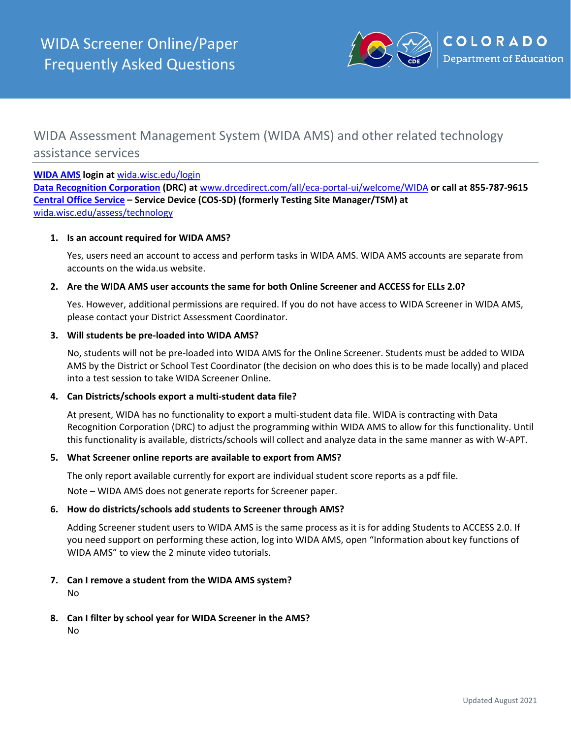# WIDA Screener Online/Paper Frequently Asked Questions

COLORADO Department of Education

## WIDA Assessment Management System (WIDA AMS) and other related technology assistance services

**WIDA AMS login at** wida.wisc.edu/login
**Data Recognition Corporation (DRC) at** www.drcedirect.com/all/eca-portal-ui/welcome/WIDA **or call at 855-787-9615**
**Central Office Service – Service Device (COS-SD) (formerly Testing Site Manager/TSM) at** wida.wisc.edu/assess/technology

1. **Is an account required for WIDA AMS?**

   Yes, users need an account to access and perform tasks in WIDA AMS. WIDA AMS accounts are separate from accounts on the wida.us website.

2. **Are the WIDA AMS user accounts the same for both Online Screener and ACCESS for ELLs 2.0?**

   Yes. However, additional permissions are required. If you do not have access to WIDA Screener in WIDA AMS, please contact your District Assessment Coordinator.

3. **Will students be pre-loaded into WIDA AMS?**

   No, students will not be pre-loaded into WIDA AMS for the Online Screener. Students must be added to WIDA AMS by the District or School Test Coordinator (the decision on who does this is to be made locally) and placed into a test session to take WIDA Screener Online.

4. **Can Districts/schools export a multi-student data file?**

   At present, WIDA has no functionality to export a multi-student data file. WIDA is contracting with Data Recognition Corporation (DRC) to adjust the programming within WIDA AMS to allow for this functionality. Until this functionality is available, districts/schools will collect and analyze data in the same manner as with W-APT.

5. **What Screener online reports are available to export from AMS?**

   The only report available currently for export are individual student score reports as a pdf file.

   Note – WIDA AMS does not generate reports for Screener paper.

6. **How do districts/schools add students to Screener through AMS?**

   Adding Screener student users to WIDA AMS is the same process as it is for adding Students to ACCESS 2.0. If you need support on performing these action, log into WIDA AMS, open "Information about key functions of WIDA AMS" to view the 2 minute video tutorials.

7. **Can I remove a student from the WIDA AMS system?**

   No

8. **Can I filter by school year for WIDA Screener in the AMS?**

   No

Updated August 2021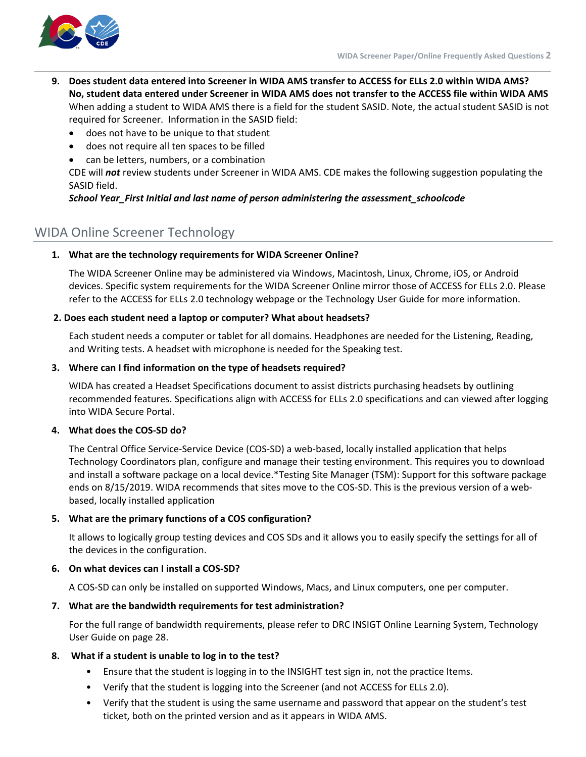9. **Does student data entered into Screener in WIDA AMS transfer to ACCESS for ELLs 2.0 within WIDA AMS? No, student data entered under Screener in WIDA AMS does not transfer to the ACCESS file within WIDA AMS**
   When adding a student to WIDA AMS there is a field for the student SASID. Note, the actual student SASID is not required for Screener. Information in the SASID field:
   - does not have to be unique to that student
   - does not require all ten spaces to be filled
   - can be letters, numbers, or a combination

   CDE will ***not*** review students under Screener in WIDA AMS. CDE makes the following suggestion populating the SASID field.
   ***School Year_First Initial and last name of person administering the assessment_schoolcode***

## WIDA Online Screener Technology

1. **What are the technology requirements for WIDA Screener Online?**

   The WIDA Screener Online may be administered via Windows, Macintosh, Linux, Chrome, iOS, or Android devices. Specific system requirements for the WIDA Screener Online mirror those of ACCESS for ELLs 2.0. Please refer to the ACCESS for ELLs 2.0 technology webpage or the Technology User Guide for more information.

2. **Does each student need a laptop or computer? What about headsets?**

   Each student needs a computer or tablet for all domains. Headphones are needed for the Listening, Reading, and Writing tests. A headset with microphone is needed for the Speaking test.

3. **Where can I find information on the type of headsets required?**

   WIDA has created a Headset Specifications document to assist districts purchasing headsets by outlining recommended features. Specifications align with ACCESS for ELLs 2.0 specifications and can viewed after logging into WIDA Secure Portal.

4. **What does the COS-SD do?**

   The Central Office Service-Service Device (COS-SD) a web-based, locally installed application that helps Technology Coordinators plan, configure and manage their testing environment. This requires you to download and install a software package on a local device.*Testing Site Manager (TSM): Support for this software package ends on 8/15/2019. WIDA recommends that sites move to the COS-SD. This is the previous version of a web-based, locally installed application

5. **What are the primary functions of a COS configuration?**

   It allows to logically group testing devices and COS SDs and it allows you to easily specify the settings for all of the devices in the configuration.

6. **On what devices can I install a COS-SD?**

   A COS-SD can only be installed on supported Windows, Macs, and Linux computers, one per computer.

7. **What are the bandwidth requirements for test administration?**

   For the full range of bandwidth requirements, please refer to DRC INSIGT Online Learning System, Technology User Guide on page 28.

8. **What if a student is unable to log in to the test?**
   - Ensure that the student is logging in to the INSIGHT test sign in, not the practice Items.
   - Verify that the student is logging into the Screener (and not ACCESS for ELLs 2.0).
   - Verify that the student is using the same username and password that appear on the student's test ticket, both on the printed version and as it appears in WIDA AMS.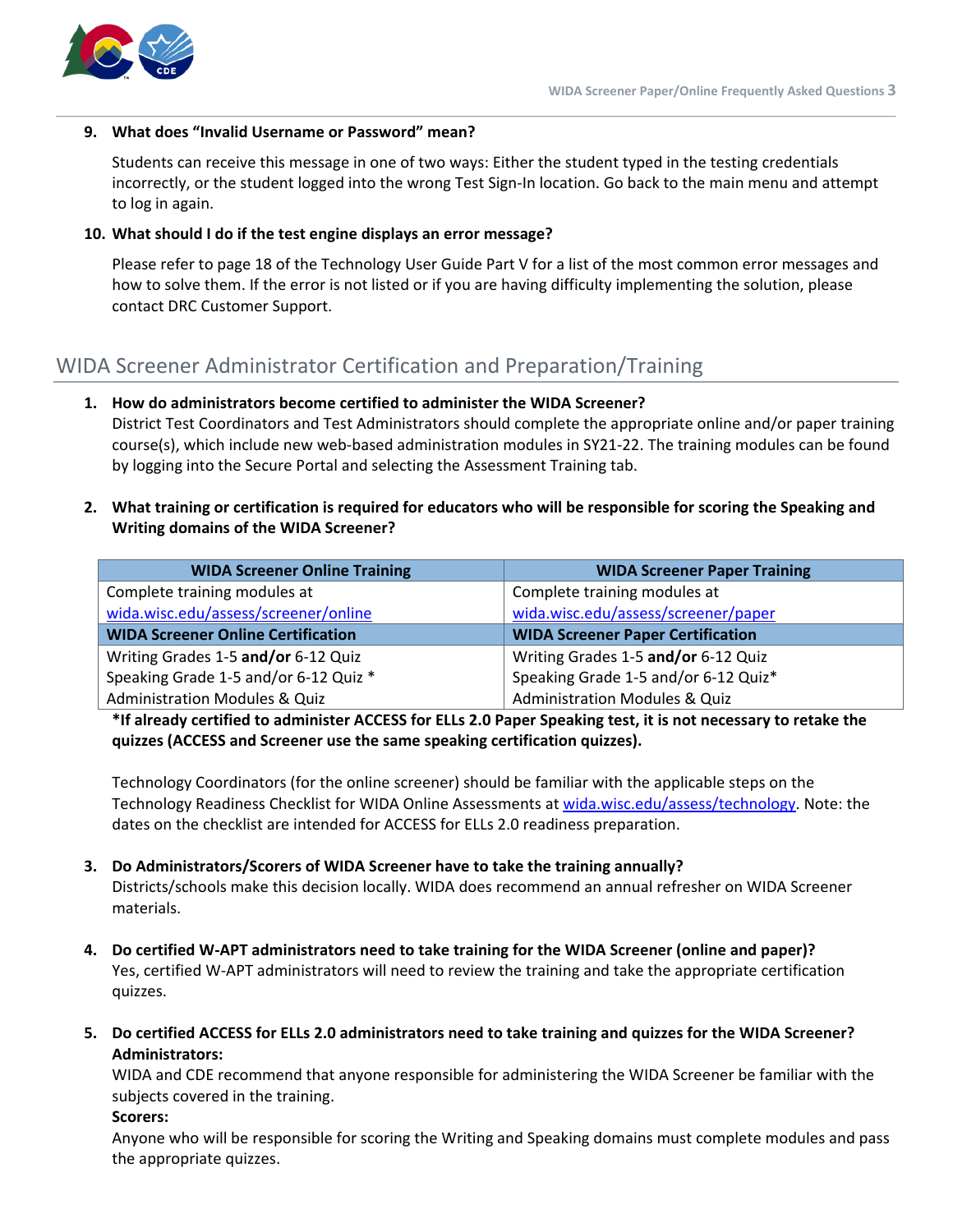9. **What does "Invalid Username or Password" mean?**

   Students can receive this message in one of two ways: Either the student typed in the testing credentials incorrectly, or the student logged into the wrong Test Sign-In location. Go back to the main menu and attempt to log in again.

10. **What should I do if the test engine displays an error message?**

    Please refer to page 18 of the Technology User Guide Part V for a list of the most common error messages and how to solve them. If the error is not listed or if you are having difficulty implementing the solution, please contact DRC Customer Support.

## WIDA Screener Administrator Certification and Preparation/Training

1. **How do administrators become certified to administer the WIDA Screener?**
   District Test Coordinators and Test Administrators should complete the appropriate online and/or paper training course(s), which include new web-based administration modules in SY21-22. The training modules can be found by logging into the Secure Portal and selecting the Assessment Training tab.

2. **What training or certification is required for educators who will be responsible for scoring the Speaking and Writing domains of the WIDA Screener?**

| WIDA Screener Online Training | WIDA Screener Paper Training |
| --- | --- |
| Complete training modules at [wida.wisc.edu/assess/screener/online](wida.wisc.edu/assess/screener/online) | Complete training modules at [wida.wisc.edu/assess/screener/paper](wida.wisc.edu/assess/screener/paper) |
| **WIDA Screener Online Certification** | **WIDA Screener Paper Certification** |
| Writing Grades 1-5 **and/or** 6-12 Quiz<br>Speaking Grade 1-5 and/or 6-12 Quiz *<br>Administration Modules & Quiz | Writing Grades 1-5 **and/or** 6-12 Quiz<br>Speaking Grade 1-5 and/or 6-12 Quiz*<br>Administration Modules & Quiz |

   **\*If already certified to administer ACCESS for ELLs 2.0 Paper Speaking test, it is not necessary to retake the quizzes (ACCESS and Screener use the same speaking certification quizzes).**

   Technology Coordinators (for the online screener) should be familiar with the applicable steps on the Technology Readiness Checklist for WIDA Online Assessments at [wida.wisc.edu/assess/technology](wida.wisc.edu/assess/technology). Note: the dates on the checklist are intended for ACCESS for ELLs 2.0 readiness preparation.

3. **Do Administrators/Scorers of WIDA Screener have to take the training annually?**
   Districts/schools make this decision locally. WIDA does recommend an annual refresher on WIDA Screener materials.

4. **Do certified W-APT administrators need to take training for the WIDA Screener (online and paper)?**
   Yes, certified W-APT administrators will need to review the training and take the appropriate certification quizzes.

5. **Do certified ACCESS for ELLs 2.0 administrators need to take training and quizzes for the WIDA Screener?**
   **Administrators:**
   WIDA and CDE recommend that anyone responsible for administering the WIDA Screener be familiar with the subjects covered in the training.
   **Scorers:**
   Anyone who will be responsible for scoring the Writing and Speaking domains must complete modules and pass the appropriate quizzes.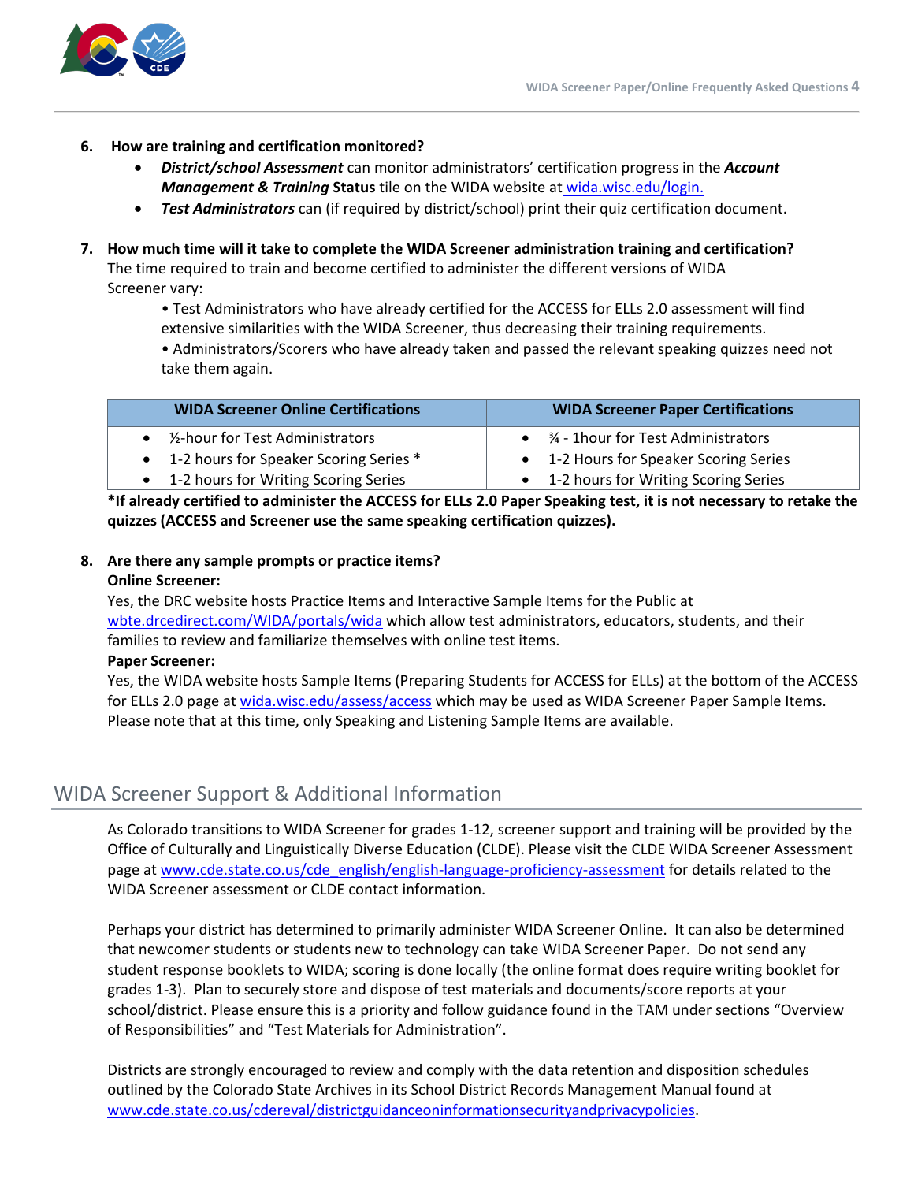6. **How are training and certification monitored?**
   - ***District/school Assessment*** can monitor administrators' certification progress in the ***Account Management & Training* Status** tile on the WIDA website at [wida.wisc.edu/login.](wida.wisc.edu/login)
   - ***Test Administrators*** can (if required by district/school) print their quiz certification document.

7. **How much time will it take to complete the WIDA Screener administration training and certification?**
   The time required to train and become certified to administer the different versions of WIDA Screener vary:
   - Test Administrators who have already certified for the ACCESS for ELLs 2.0 assessment will find extensive similarities with the WIDA Screener, thus decreasing their training requirements.
   - Administrators/Scorers who have already taken and passed the relevant speaking quizzes need not take them again.

| WIDA Screener Online Certifications | WIDA Screener Paper Certifications |
|---|---|
| • ½-hour for Test Administrators<br>• 1-2 hours for Speaker Scoring Series *<br>• 1-2 hours for Writing Scoring Series | • ¾ - 1hour for Test Administrators<br>• 1-2 Hours for Speaker Scoring Series<br>• 1-2 hours for Writing Scoring Series |

**\*If already certified to administer the ACCESS for ELLs 2.0 Paper Speaking test, it is not necessary to retake the quizzes (ACCESS and Screener use the same speaking certification quizzes).**

8. **Are there any sample prompts or practice items?**
   **Online Screener:**
   Yes, the DRC website hosts Practice Items and Interactive Sample Items for the Public at [wbte.drcedirect.com/WIDA/portals/wida](wbte.drcedirect.com/WIDA/portals/wida) which allow test administrators, educators, students, and their families to review and familiarize themselves with online test items.
   **Paper Screener:**
   Yes, the WIDA website hosts Sample Items (Preparing Students for ACCESS for ELLs) at the bottom of the ACCESS for ELLs 2.0 page at [wida.wisc.edu/assess/access](wida.wisc.edu/assess/access) which may be used as WIDA Screener Paper Sample Items. Please note that at this time, only Speaking and Listening Sample Items are available.

## WIDA Screener Support & Additional Information

As Colorado transitions to WIDA Screener for grades 1-12, screener support and training will be provided by the Office of Culturally and Linguistically Diverse Education (CLDE). Please visit the CLDE WIDA Screener Assessment page at [www.cde.state.co.us/cde_english/english-language-proficiency-assessment](www.cde.state.co.us/cde_english/english-language-proficiency-assessment) for details related to the WIDA Screener assessment or CLDE contact information.

Perhaps your district has determined to primarily administer WIDA Screener Online. It can also be determined that newcomer students or students new to technology can take WIDA Screener Paper. Do not send any student response booklets to WIDA; scoring is done locally (the online format does require writing booklet for grades 1-3). Plan to securely store and dispose of test materials and documents/score reports at your school/district. Please ensure this is a priority and follow guidance found in the TAM under sections "Overview of Responsibilities" and "Test Materials for Administration".

Districts are strongly encouraged to review and comply with the data retention and disposition schedules outlined by the Colorado State Archives in its School District Records Management Manual found at [www.cde.state.co.us/cdereval/districtguidanceoninformationsecurityandprivacypolicies](www.cde.state.co.us/cdereval/districtguidanceoninformationsecurityandprivacypolicies).